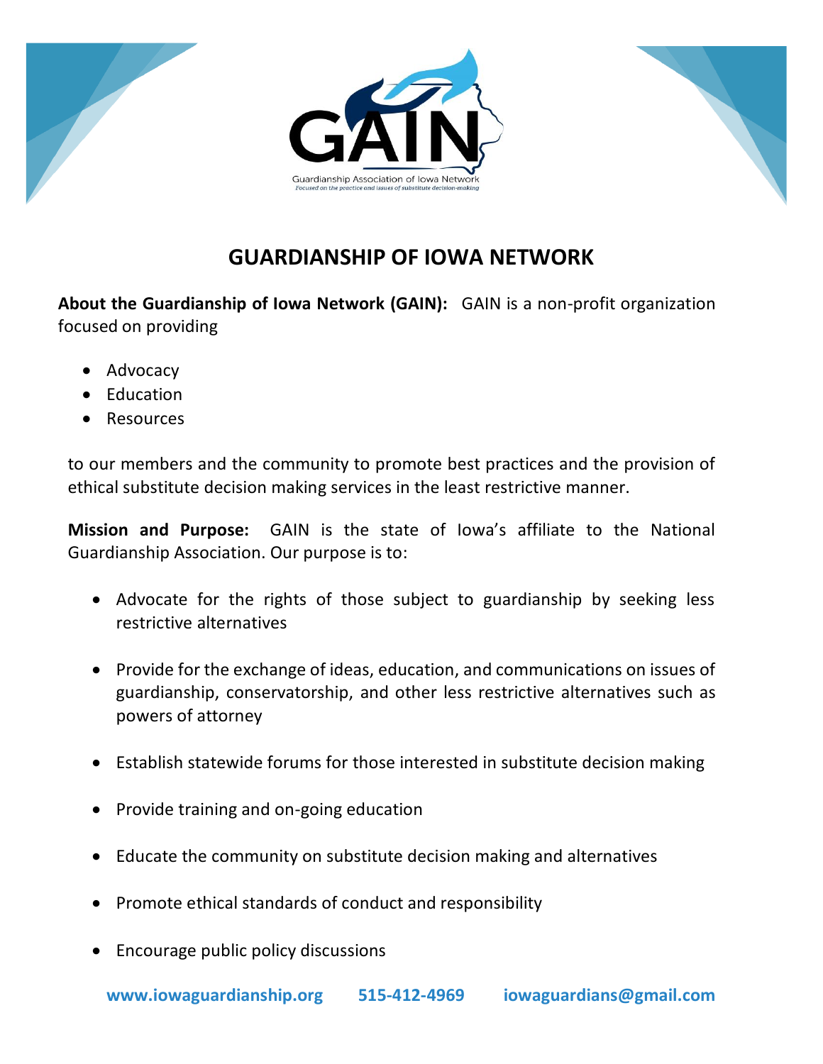GAIN

Guardianship Association of Iowa Network
*Focused on the practice and issues of substitute decision-making*

# GUARDIANSHIP OF IOWA NETWORK

**About the Guardianship of Iowa Network (GAIN):** GAIN is a non-profit organization focused on providing

- Advocacy
- Education
- Resources

to our members and the community to promote best practices and the provision of ethical substitute decision making services in the least restrictive manner.

**Mission and Purpose:** GAIN is the state of Iowa's affiliate to the National Guardianship Association. Our purpose is to:

- Advocate for the rights of those subject to guardianship by seeking less restrictive alternatives
- Provide for the exchange of ideas, education, and communications on issues of guardianship, conservatorship, and other less restrictive alternatives such as powers of attorney
- Establish statewide forums for those interested in substitute decision making
- Provide training and on-going education
- Educate the community on substitute decision making and alternatives
- Promote ethical standards of conduct and responsibility
- Encourage public policy discussions

**www.iowaguardianship.org** **515-412-4969** **iowaguardians@gmail.com**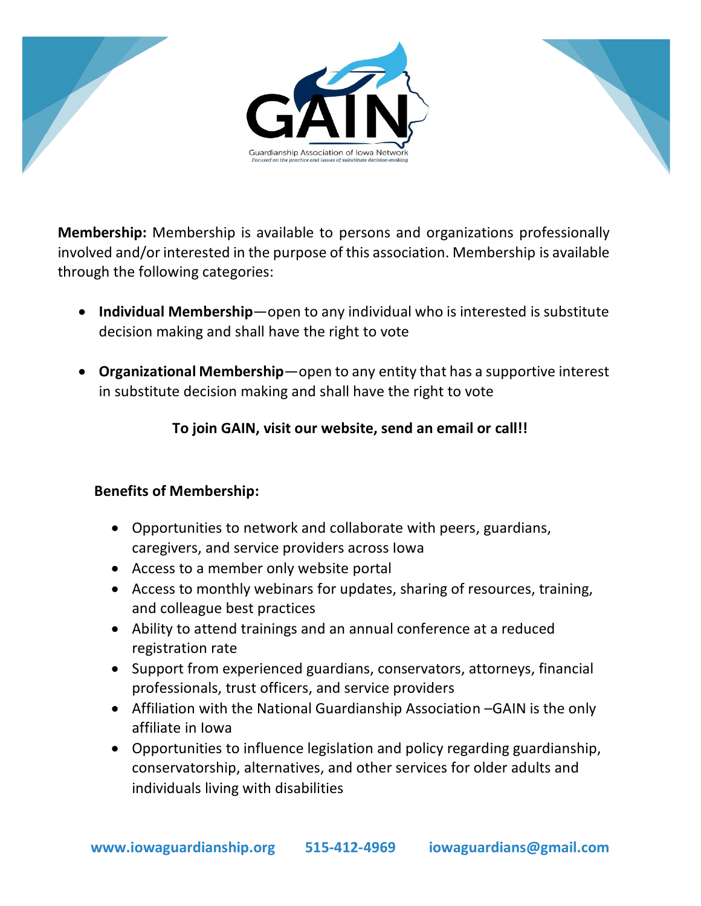GAIN

Guardianship Association of Iowa Network

*Focused on the practice and issues of substitute decision-making*

**Membership:** Membership is available to persons and organizations professionally involved and/or interested in the purpose of this association. Membership is available through the following categories:

- **Individual Membership**—open to any individual who is interested is substitute decision making and shall have the right to vote
- **Organizational Membership**—open to any entity that has a supportive interest in substitute decision making and shall have the right to vote

**To join GAIN, visit our website, send an email or call!!**

**Benefits of Membership:**

- Opportunities to network and collaborate with peers, guardians, caregivers, and service providers across Iowa
- Access to a member only website portal
- Access to monthly webinars for updates, sharing of resources, training, and colleague best practices
- Ability to attend trainings and an annual conference at a reduced registration rate
- Support from experienced guardians, conservators, attorneys, financial professionals, trust officers, and service providers
- Affiliation with the National Guardianship Association –GAIN is the only affiliate in Iowa
- Opportunities to influence legislation and policy regarding guardianship, conservatorship, alternatives, and other services for older adults and individuals living with disabilities

**www.iowaguardianship.org 515-412-4969 iowaguardians@gmail.com**